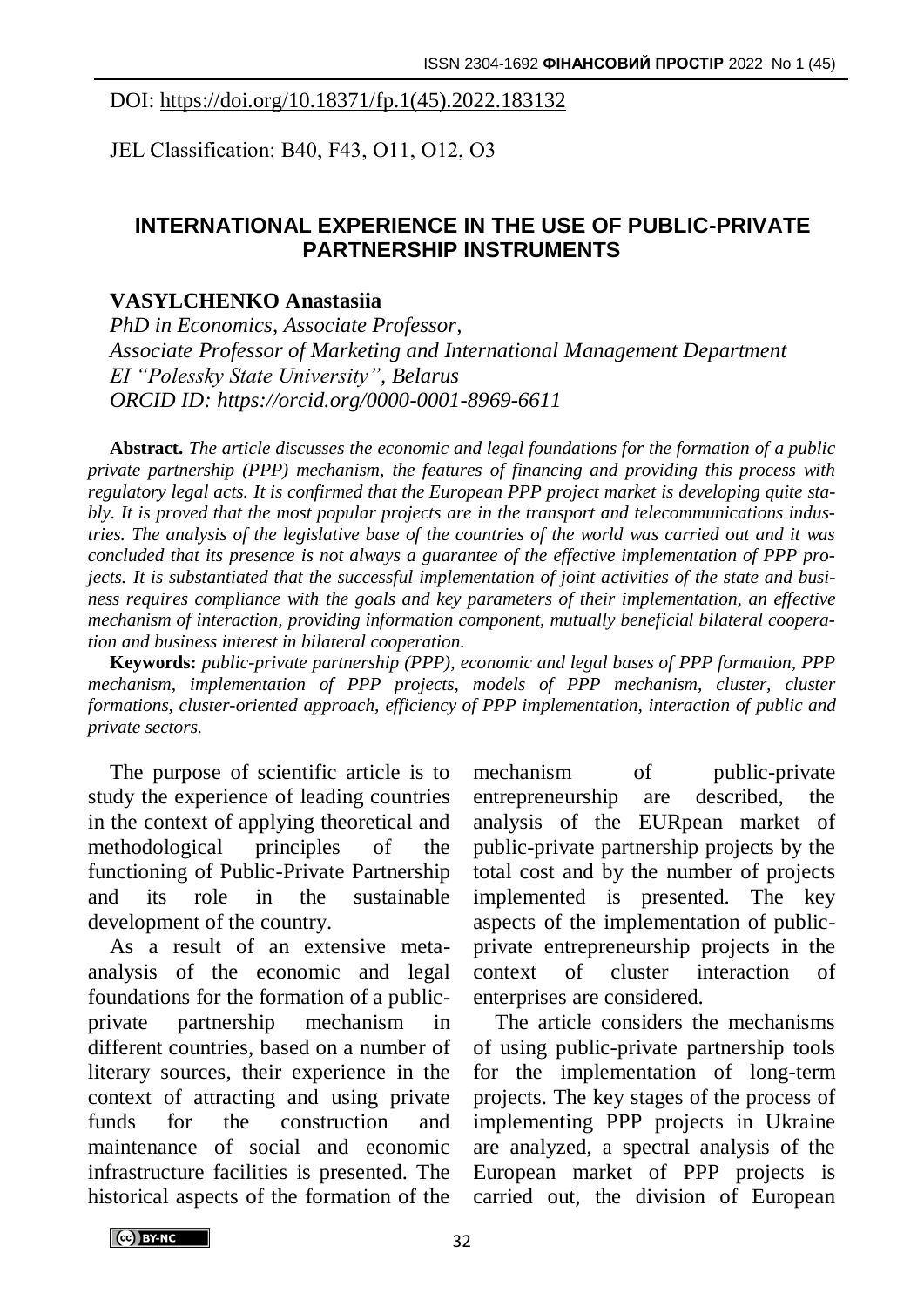DOI: https://doi.org/10.18371/fp.1(45).2022.183132

JEL Classification: B40, F43, O11, O12, O3

# INTERNATIONAL EXPERIENCE IN THE USE OF PUBLIC-PRIVATE PARTNERSHIP INSTRUMENTS

**VASYLCHENKO Anastasiia**

*PhD in Economics, Associate Professor,*
*Associate Professor of Marketing and International Management Department*
*EI "Polessky State University", Belarus*
*ORCID ID: https://orcid.org/0000-0001-8969-6611*

**Abstract.** *The article discusses the economic and legal foundations for the formation of a public private partnership (PPP) mechanism, the features of financing and providing this process with regulatory legal acts. It is confirmed that the European PPP project market is developing quite stably. It is proved that the most popular projects are in the transport and telecommunications industries. The analysis of the legislative base of the countries of the world was carried out and it was concluded that its presence is not always a guarantee of the effective implementation of PPP projects. It is substantiated that the successful implementation of joint activities of the state and business requires compliance with the goals and key parameters of their implementation, an effective mechanism of interaction, providing information component, mutually beneficial bilateral cooperation and business interest in bilateral cooperation.*

**Keywords:** *public-private partnership (PPP), economic and legal bases of PPP formation, PPP mechanism, implementation of PPP projects, models of PPP mechanism, cluster, cluster formations, cluster-oriented approach, efficiency of PPP implementation, interaction of public and private sectors.*

The purpose of scientific article is to study the experience of leading countries in the context of applying theoretical and methodological principles of the functioning of Public-Private Partnership and its role in the sustainable development of the country.

As a result of an extensive meta-analysis of the economic and legal foundations for the formation of a public-private partnership mechanism in different countries, based on a number of literary sources, their experience in the context of attracting and using private funds for the construction and maintenance of social and economic infrastructure facilities is presented. The historical aspects of the formation of the mechanism of public-private entrepreneurship are described, the analysis of the EURpean market of public-private partnership projects by the total cost and by the number of projects implemented is presented. The key aspects of the implementation of public-private entrepreneurship projects in the context of cluster interaction of enterprises are considered.

The article considers the mechanisms of using public-private partnership tools for the implementation of long-term projects. The key stages of the process of implementing PPP projects in Ukraine are analyzed, a spectral analysis of the European market of PPP projects is carried out, the division of European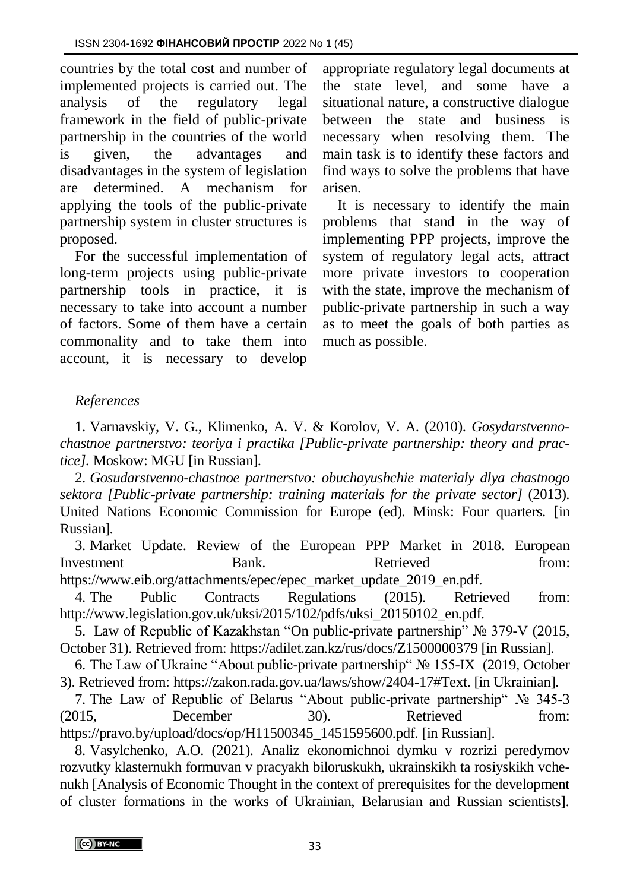countries by the total cost and number of implemented projects is carried out. The analysis of the regulatory legal framework in the field of public-private partnership in the countries of the world is given, the advantages and disadvantages in the system of legislation are determined. A mechanism for applying the tools of the public-private partnership system in cluster structures is proposed.

For the successful implementation of long-term projects using public-private partnership tools in practice, it is necessary to take into account a number of factors. Some of them have a certain commonality and to take them into account, it is necessary to develop appropriate regulatory legal documents at the state level, and some have a situational nature, a constructive dialogue between the state and business is necessary when resolving them. The main task is to identify these factors and find ways to solve the problems that have arisen.

It is necessary to identify the main problems that stand in the way of implementing PPP projects, improve the system of regulatory legal acts, attract more private investors to cooperation with the state, improve the mechanism of public-private partnership in such a way as to meet the goals of both parties as much as possible.

*References*

1. Varnavskiy, V. G., Klimenko, A. V. & Korolov, V. A. (2010). *Gosydarstvenno-chastnoe partnerstvo: teoriya i practika [Public-private partnership: theory and practice].* Moskow: MGU [in Russian].

2. *Gosudarstvenno-chastnoe partnerstvo: obuchayushchie materialy dlya chastnogo sektora [Public-private partnership: training materials for the private sector]* (2013). United Nations Economic Commission for Europe (ed). Minsk: Four quarters. [in Russian].

3. Market Update. Review of the European PPP Market in 2018. European Investment Bank. Retrieved from: https://www.eib.org/attachments/epec/epec_market_update_2019_en.pdf.

4. The Public Contracts Regulations (2015). Retrieved from: http://www.legislation.gov.uk/uksi/2015/102/pdfs/uksi_20150102_en.pdf.

5. Law of Republic of Kazakhstan "On public-private partnership" № 379-V (2015, October 31). Retrieved from: https://adilet.zan.kz/rus/docs/Z1500000379 [in Russian].

6. The Law of Ukraine "About public-private partnership" № 155-IX (2019, October 3). Retrieved from: https://zakon.rada.gov.ua/laws/show/2404-17#Text. [in Ukrainian].

7. The Law of Republic of Belarus "About public-private partnership" № 345-3 (2015, December 30). Retrieved from: https://pravo.by/upload/docs/op/H11500345_1451595600.pdf. [in Russian].

8. Vasylchenko, A.O. (2021). Analiz ekonomichnoi dymku v rozrizi peredymov rozvutky klasternukh formuvan v pracyakh biloruskukh, ukrainskikh ta rosiyskikh vchenukh [Analysis of Economic Thought in the context of prerequisites for the development of cluster formations in the works of Ukrainian, Belarusian and Russian scientists].